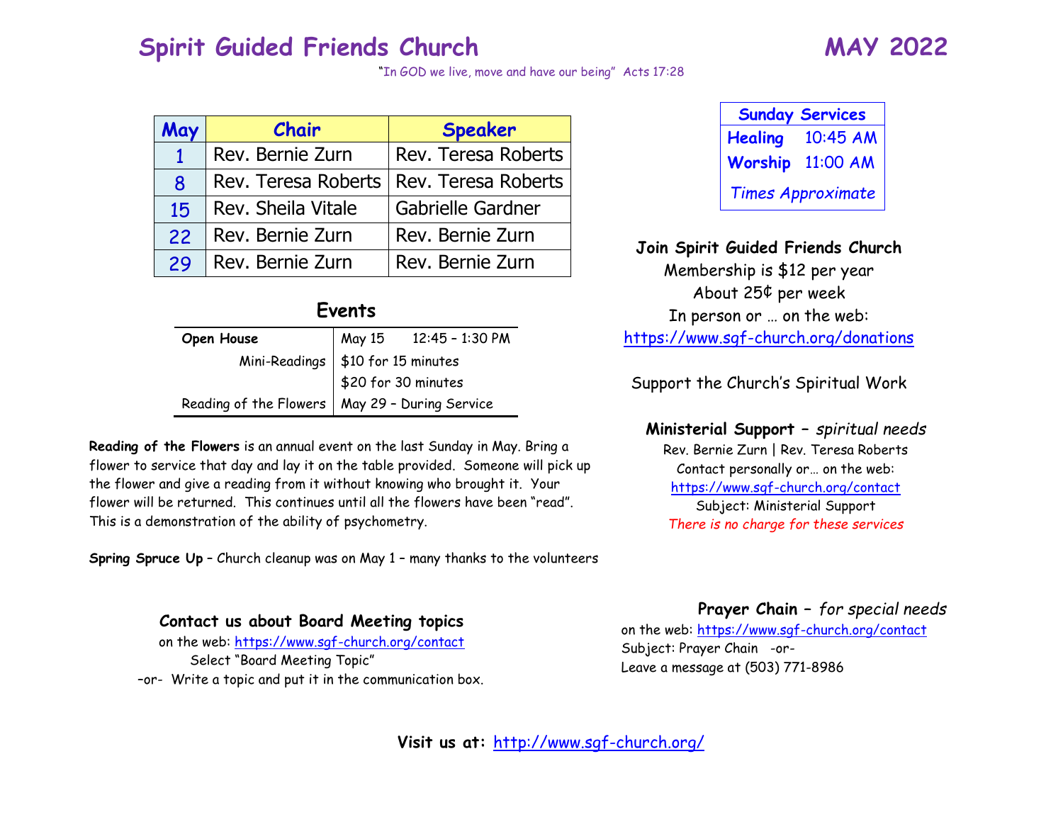# Spirit Guided Friends Church

# MAY 2022

"In GOD we live, move and have our being" Acts 17:28

| May | Chair | Speaker |
|---|---|---|
| 1 | Rev. Bernie Zurn | Rev. Teresa Roberts |
| 8 | Rev. Teresa Roberts | Rev. Teresa Roberts |
| 15 | Rev. Sheila Vitale | Gabrielle Gardner |
| 22 | Rev. Bernie Zurn | Rev. Bernie Zurn |
| 29 | Rev. Bernie Zurn | Rev. Bernie Zurn |

## Events

| | |
|---|---|
| **Open House** | May 15 12:45 – 1:30 PM |
| Mini-Readings | $10 for 15 minutes |
| | $20 for 30 minutes |
| Reading of the Flowers | May 29 – During Service |

**Reading of the Flowers** is an annual event on the last Sunday in May. Bring a flower to service that day and lay it on the table provided. Someone will pick up the flower and give a reading from it without knowing who brought it. Your flower will be returned. This continues until all the flowers have been "read". This is a demonstration of the ability of psychometry.

**Spring Spruce Up** – Church cleanup was on May 1 – many thanks to the volunteers

### Contact us about Board Meeting topics

on the web: https://www.sgf-church.org/contact
Select "Board Meeting Topic"
–or- Write a topic and put it in the communication box.

| Sunday Services | |
|---|---|
| **Healing** | 10:45 AM |
| **Worship** | 11:00 AM |
| *Times Approximate* | |

### Join Spirit Guided Friends Church

Membership is $12 per year
About 25¢ per week
In person or … on the web:
https://www.sgf-church.org/donations

Support the Church's Spiritual Work

### Ministerial Support – *spiritual needs*

Rev. Bernie Zurn | Rev. Teresa Roberts
Contact personally or… on the web:
https://www.sgf-church.org/contact
Subject: Ministerial Support
*There is no charge for these services*

### Prayer Chain – *for special needs*

on the web: https://www.sgf-church.org/contact
Subject: Prayer Chain -or-
Leave a message at (503) 771-8986

**Visit us at:** http://www.sgf-church.org/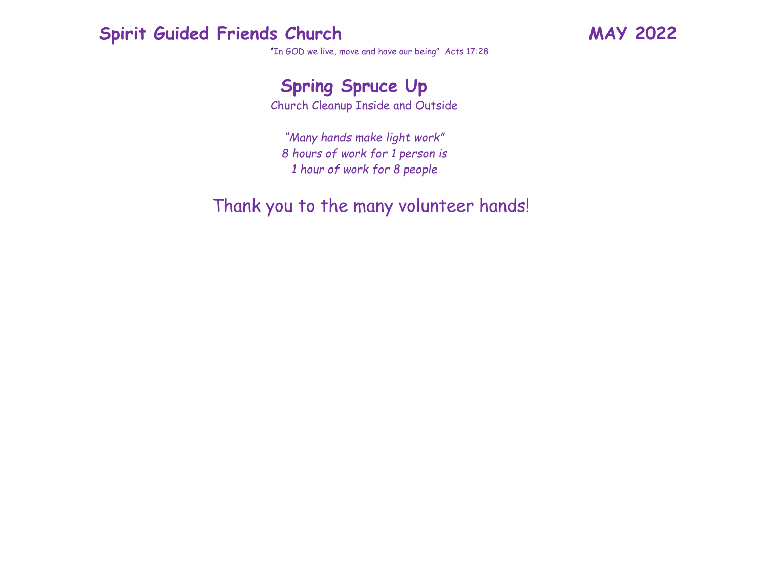**Spirit Guided Friends Church** **MAY 2022**

"In GOD we live, move and have our being" Acts 17:28

## Spring Spruce Up

Church Cleanup Inside and Outside

*"Many hands make light work"*
*8 hours of work for 1 person is*
*1 hour of work for 8 people*

Thank you to the many volunteer hands!